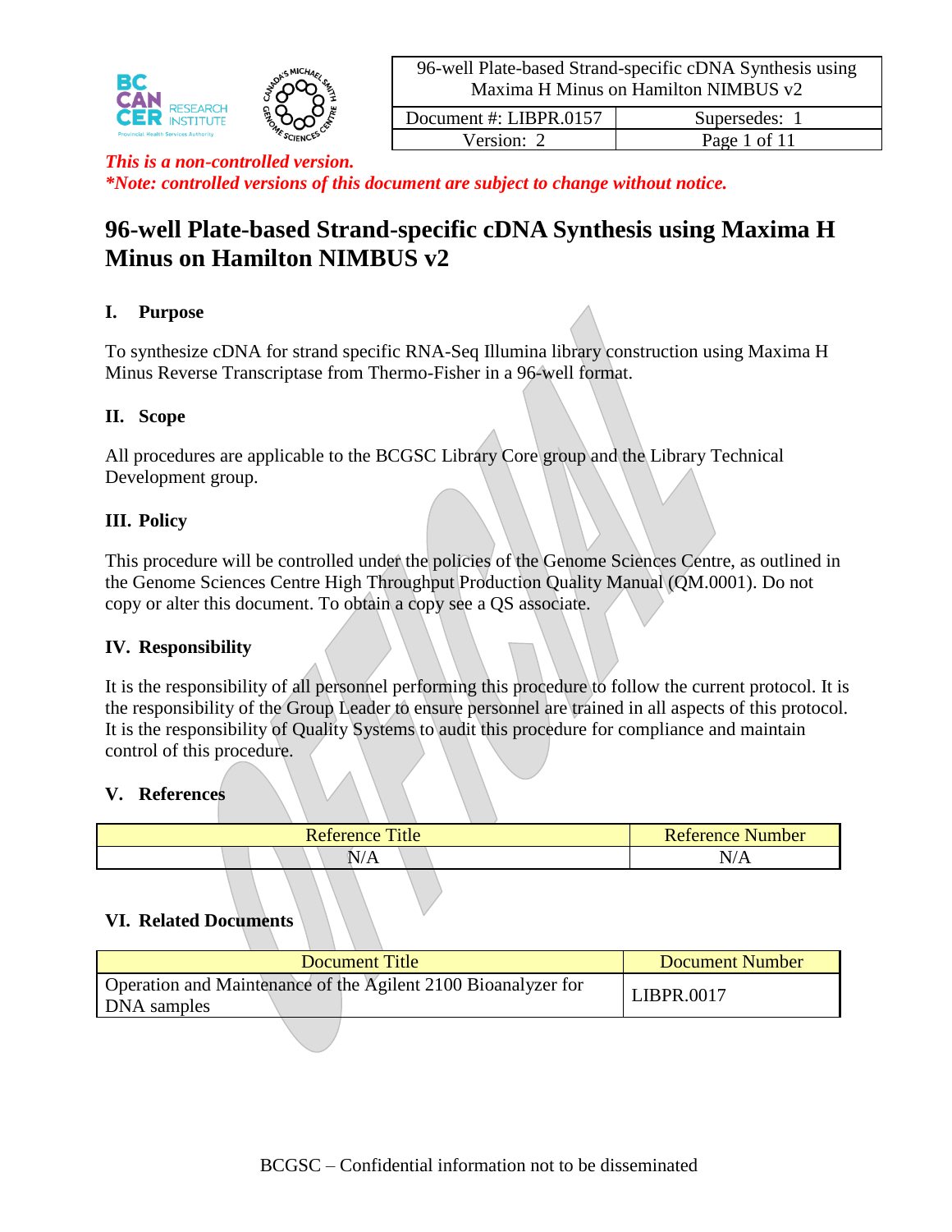*This is a non-controlled version.*
*\*Note: controlled versions of this document are subject to change without notice.*

# 96-well Plate-based Strand-specific cDNA Synthesis using Maxima H Minus on Hamilton NIMBUS v2

## I. Purpose

To synthesize cDNA for strand specific RNA-Seq Illumina library construction using Maxima H Minus Reverse Transcriptase from Thermo-Fisher in a 96-well format.

## II. Scope

All procedures are applicable to the BCGSC Library Core group and the Library Technical Development group.

## III. Policy

This procedure will be controlled under the policies of the Genome Sciences Centre, as outlined in the Genome Sciences Centre High Throughput Production Quality Manual (QM.0001). Do not copy or alter this document. To obtain a copy see a QS associate.

## IV. Responsibility

It is the responsibility of all personnel performing this procedure to follow the current protocol. It is the responsibility of the Group Leader to ensure personnel are trained in all aspects of this protocol. It is the responsibility of Quality Systems to audit this procedure for compliance and maintain control of this procedure.

## V. References

| Reference Title | Reference Number |
|---|---|
| N/A | N/A |

## VI. Related Documents

| Document Title | Document Number |
|---|---|
| Operation and Maintenance of the Agilent 2100 Bioanalyzer for DNA samples | LIBPR.0017 |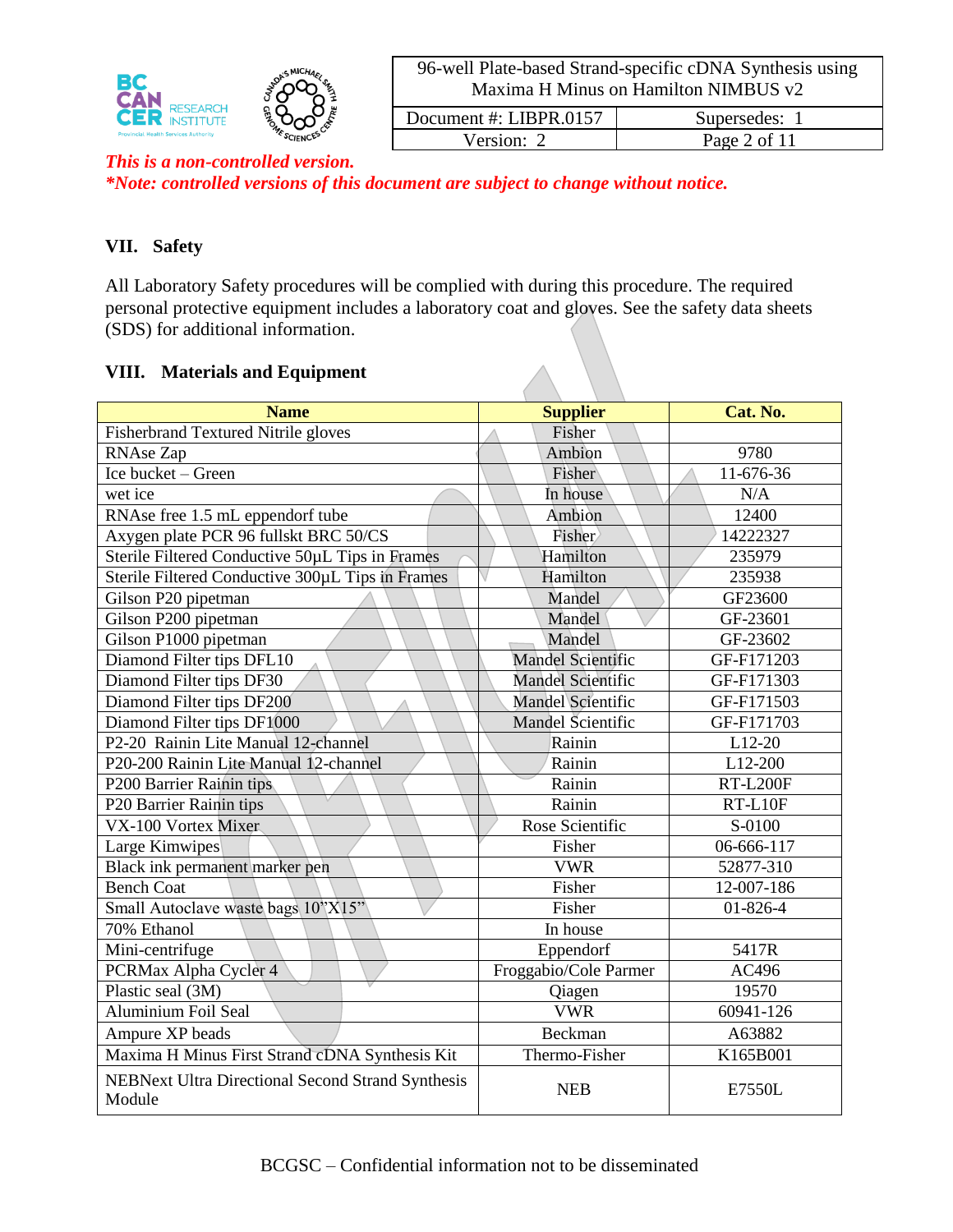*This is a non-controlled version.*
*\*Note: controlled versions of this document are subject to change without notice.*

## VII. Safety

All Laboratory Safety procedures will be complied with during this procedure. The required personal protective equipment includes a laboratory coat and gloves. See the safety data sheets (SDS) for additional information.

## VIII. Materials and Equipment

| Name | Supplier | Cat. No. |
|---|---|---|
| Fisherbrand Textured Nitrile gloves | Fisher | |
| RNAse Zap | Ambion | 9780 |
| Ice bucket – Green | Fisher | 11-676-36 |
| wet ice | In house | N/A |
| RNAse free 1.5 mL eppendorf tube | Ambion | 12400 |
| Axygen plate PCR 96 fullskt BRC 50/CS | Fisher | 14222327 |
| Sterile Filtered Conductive 50µL Tips in Frames | Hamilton | 235979 |
| Sterile Filtered Conductive 300µL Tips in Frames | Hamilton | 235938 |
| Gilson P20 pipetman | Mandel | GF23600 |
| Gilson P200 pipetman | Mandel | GF-23601 |
| Gilson P1000 pipetman | Mandel | GF-23602 |
| Diamond Filter tips DFL10 | Mandel Scientific | GF-F171203 |
| Diamond Filter tips DF30 | Mandel Scientific | GF-F171303 |
| Diamond Filter tips DF200 | Mandel Scientific | GF-F171503 |
| Diamond Filter tips DF1000 | Mandel Scientific | GF-F171703 |
| P2-20 Rainin Lite Manual 12-channel | Rainin | L12-20 |
| P20-200 Rainin Lite Manual 12-channel | Rainin | L12-200 |
| P200 Barrier Rainin tips | Rainin | RT-L200F |
| P20 Barrier Rainin tips | Rainin | RT-L10F |
| VX-100 Vortex Mixer | Rose Scientific | S-0100 |
| Large Kimwipes | Fisher | 06-666-117 |
| Black ink permanent marker pen | VWR | 52877-310 |
| Bench Coat | Fisher | 12-007-186 |
| Small Autoclave waste bags 10"X15" | Fisher | 01-826-4 |
| 70% Ethanol | In house | |
| Mini-centrifuge | Eppendorf | 5417R |
| PCRMax Alpha Cycler 4 | Froggabio/Cole Parmer | AC496 |
| Plastic seal (3M) | Qiagen | 19570 |
| Aluminium Foil Seal | VWR | 60941-126 |
| Ampure XP beads | Beckman | A63882 |
| Maxima H Minus First Strand cDNA Synthesis Kit | Thermo-Fisher | K165B001 |
| NEBNext Ultra Directional Second Strand Synthesis Module | NEB | E7550L |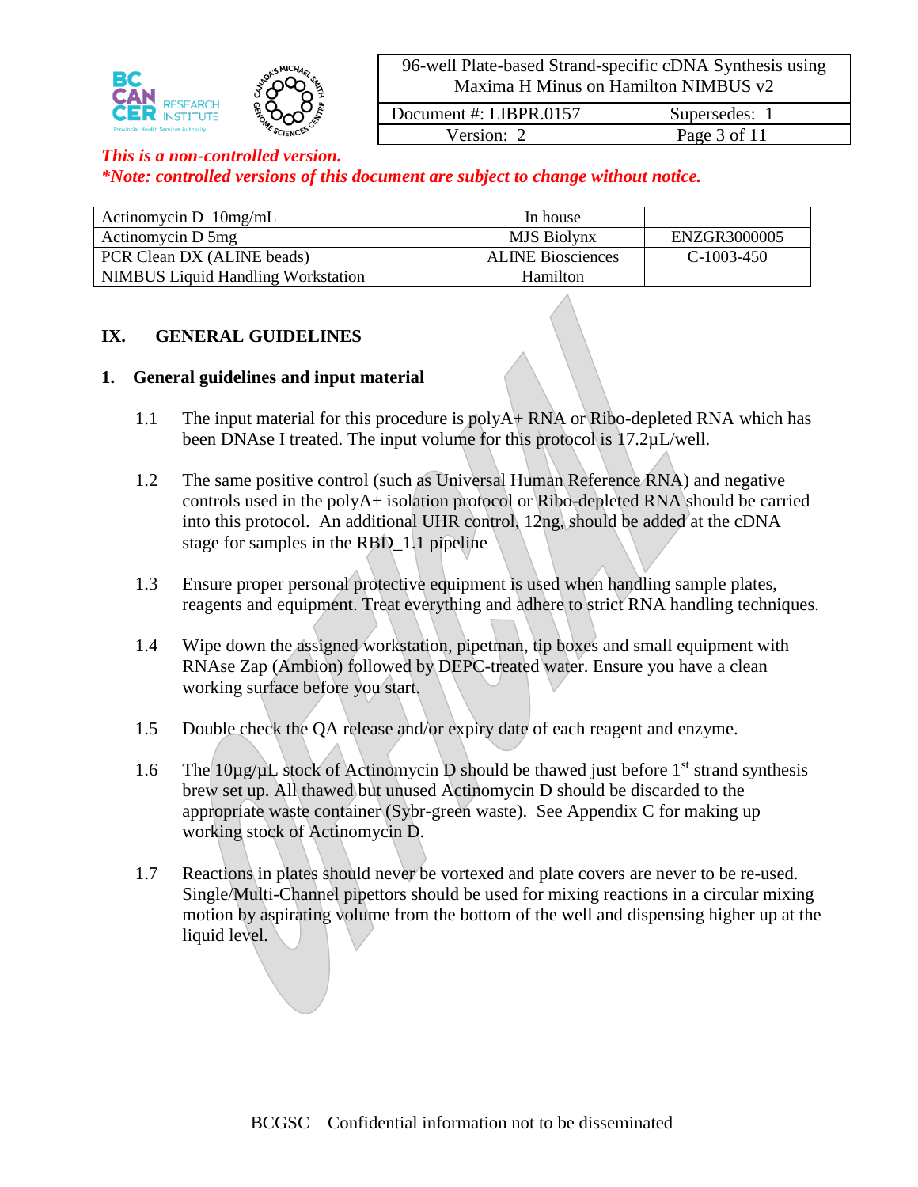*This is a non-controlled version.*
***Note: controlled versions of this document are subject to change without notice.***

| | | |
|---|---|---|
| Actinomycin D 10mg/mL | In house | |
| Actinomycin D 5mg | MJS Biolynx | ENZGR3000005 |
| PCR Clean DX (ALINE beads) | ALINE Biosciences | C-1003-450 |
| NIMBUS Liquid Handling Workstation | Hamilton | |

## IX. GENERAL GUIDELINES

### 1. General guidelines and input material

1.1 The input material for this procedure is polyA+ RNA or Ribo-depleted RNA which has been DNAse I treated. The input volume for this protocol is 17.2µL/well.

1.2 The same positive control (such as Universal Human Reference RNA) and negative controls used in the polyA+ isolation protocol or Ribo-depleted RNA should be carried into this protocol. An additional UHR control, 12ng, should be added at the cDNA stage for samples in the RBD_1.1 pipeline

1.3 Ensure proper personal protective equipment is used when handling sample plates, reagents and equipment. Treat everything and adhere to strict RNA handling techniques.

1.4 Wipe down the assigned workstation, pipetman, tip boxes and small equipment with RNAse Zap (Ambion) followed by DEPC-treated water. Ensure you have a clean working surface before you start.

1.5 Double check the QA release and/or expiry date of each reagent and enzyme.

1.6 The 10µg/µL stock of Actinomycin D should be thawed just before 1st strand synthesis brew set up. All thawed but unused Actinomycin D should be discarded to the appropriate waste container (Sybr-green waste). See Appendix C for making up working stock of Actinomycin D.

1.7 Reactions in plates should never be vortexed and plate covers are never to be re-used. Single/Multi-Channel pipettors should be used for mixing reactions in a circular mixing motion by aspirating volume from the bottom of the well and dispensing higher up at the liquid level.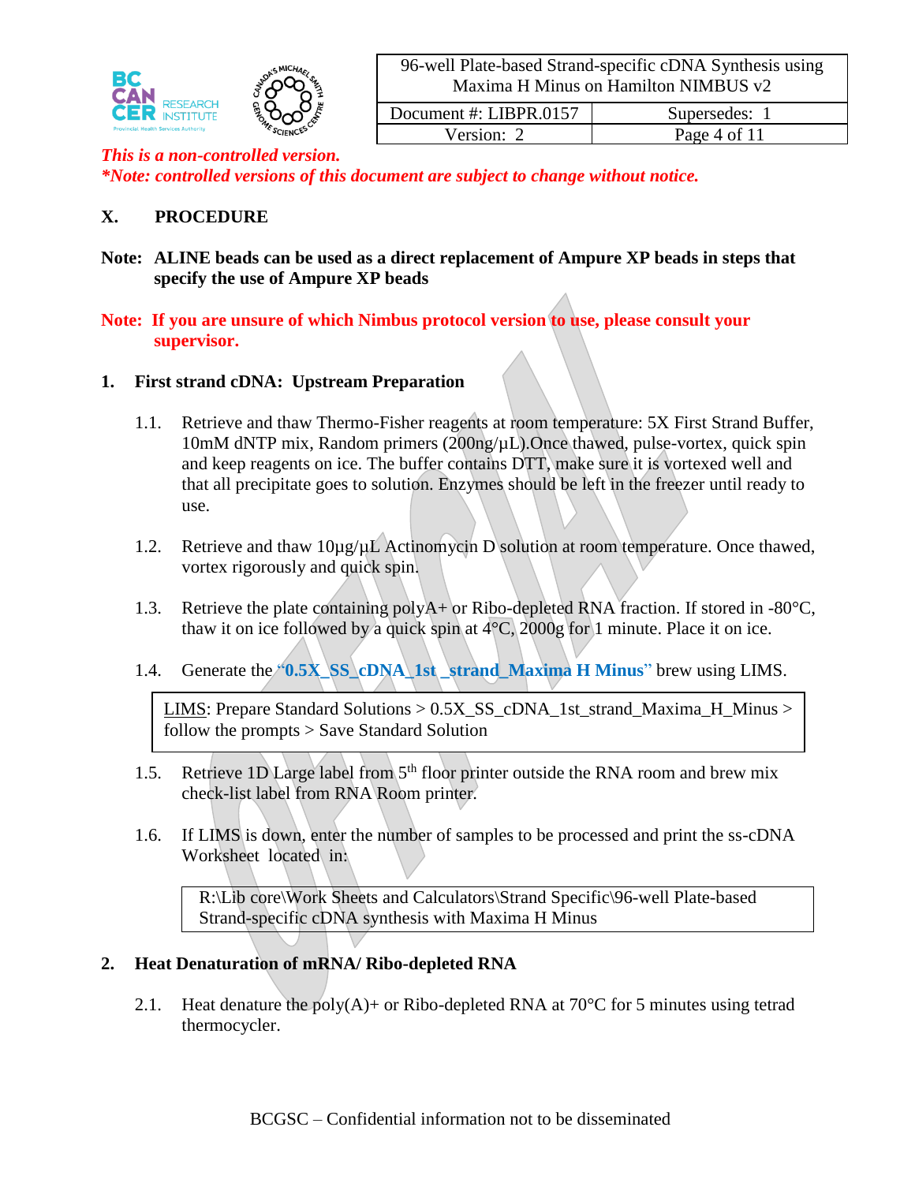*This is a non-controlled version.*
***Note: controlled versions of this document are subject to change without notice.***

## X. PROCEDURE

**Note: ALINE beads can be used as a direct replacement of Ampure XP beads in steps that specify the use of Ampure XP beads**

**Note: If you are unsure of which Nimbus protocol version to use, please consult your supervisor.**

### 1. First strand cDNA: Upstream Preparation

1.1. Retrieve and thaw Thermo-Fisher reagents at room temperature: 5X First Strand Buffer, 10mM dNTP mix, Random primers (200ng/µL).Once thawed, pulse-vortex, quick spin and keep reagents on ice. The buffer contains DTT, make sure it is vortexed well and that all precipitate goes to solution. Enzymes should be left in the freezer until ready to use.

1.2. Retrieve and thaw 10µg/µL Actinomycin D solution at room temperature. Once thawed, vortex rigorously and quick spin.

1.3. Retrieve the plate containing polyA+ or Ribo-depleted RNA fraction. If stored in -80°C, thaw it on ice followed by a quick spin at 4°C, 2000g for 1 minute. Place it on ice.

1.4. Generate the **"0.5X_SS_cDNA_1st _strand_Maxima H Minus"** brew using LIMS.

> LIMS: Prepare Standard Solutions > 0.5X_SS_cDNA_1st_strand_Maxima_H_Minus > follow the prompts > Save Standard Solution

1.5. Retrieve 1D Large label from 5th floor printer outside the RNA room and brew mix check-list label from RNA Room printer.

1.6. If LIMS is down, enter the number of samples to be processed and print the ss-cDNA Worksheet located in:

> R:\Lib core\Work Sheets and Calculators\Strand Specific\96-well Plate-based Strand-specific cDNA synthesis with Maxima H Minus

### 2. Heat Denaturation of mRNA/ Ribo-depleted RNA

2.1. Heat denature the poly(A)+ or Ribo-depleted RNA at 70°C for 5 minutes using tetrad thermocycler.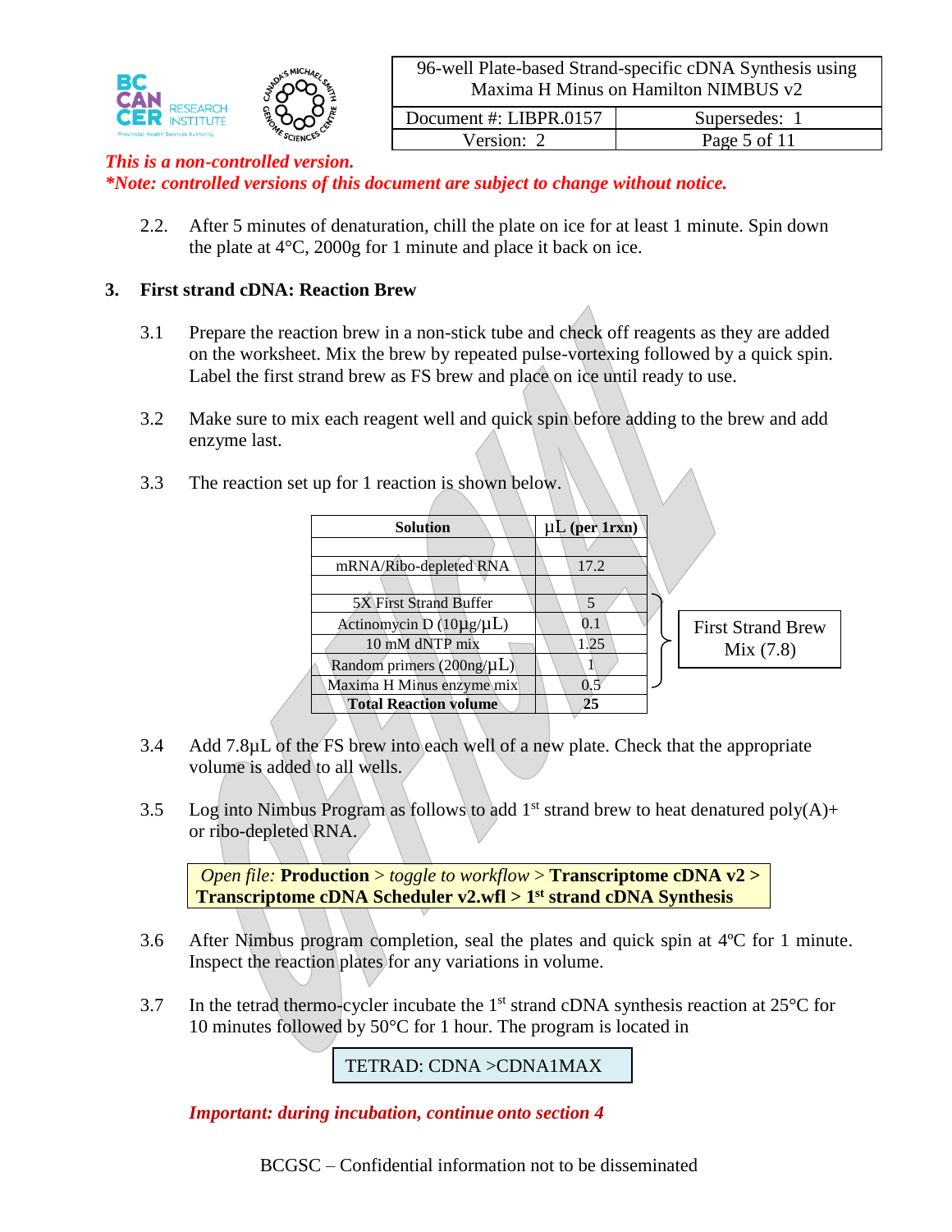*This is a non-controlled version.*
***Note: controlled versions of this document are subject to change without notice.***

2.2. After 5 minutes of denaturation, chill the plate on ice for at least 1 minute. Spin down the plate at 4°C, 2000g for 1 minute and place it back on ice.

## 3. First strand cDNA: Reaction Brew

3.1 Prepare the reaction brew in a non-stick tube and check off reagents as they are added on the worksheet. Mix the brew by repeated pulse-vortexing followed by a quick spin. Label the first strand brew as FS brew and place on ice until ready to use.

3.2 Make sure to mix each reagent well and quick spin before adding to the brew and add enzyme last.

3.3 The reaction set up for 1 reaction is shown below.

| Solution | µL (per 1rxn) | |
|---|---|---|
| | | |
| mRNA/Ribo-depleted RNA | 17.2 | |
| | | |
| 5X First Strand Buffer | 5 | First Strand Brew Mix (7.8) |
| Actinomycin D (10µg/µL) | 0.1 | |
| 10 mM dNTP mix | 1.25 | |
| Random primers (200ng/µL) | 1 | |
| Maxima H Minus enzyme mix | 0.5 | |
| **Total Reaction volume** | **25** | |

3.4 Add 7.8µL of the FS brew into each well of a new plate. Check that the appropriate volume is added to all wells.

3.5 Log into Nimbus Program as follows to add 1st strand brew to heat denatured poly(A)+ or ribo-depleted RNA.

> *Open file:* **Production** > *toggle to workflow* > **Transcriptome cDNA v2 > Transcriptome cDNA Scheduler v2.wfl > 1st strand cDNA Synthesis**

3.6 After Nimbus program completion, seal the plates and quick spin at 4ºC for 1 minute. Inspect the reaction plates for any variations in volume.

3.7 In the tetrad thermo-cycler incubate the 1st strand cDNA synthesis reaction at 25°C for 10 minutes followed by 50°C for 1 hour. The program is located in

> TETRAD: CDNA >CDNA1MAX

***Important: during incubation, continue onto section 4***

BCGSC – Confidential information not to be disseminated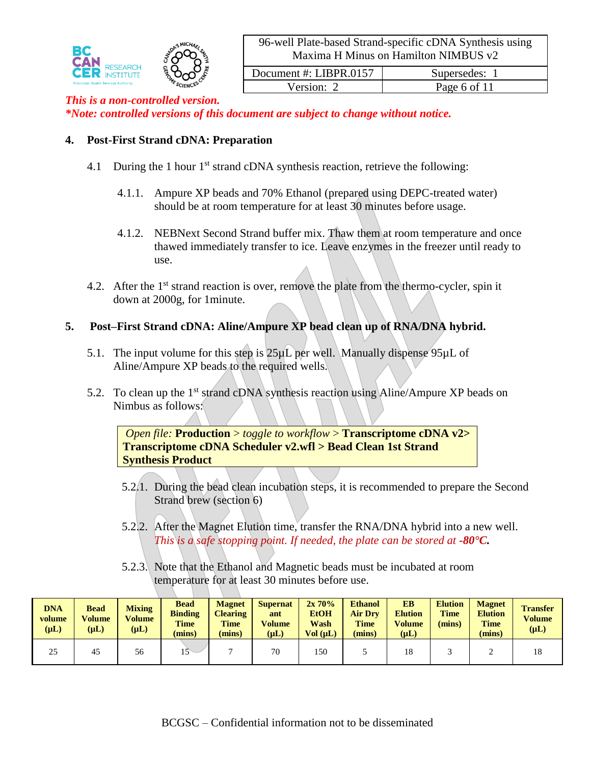*This is a non-controlled version.*
***Note: controlled versions of this document are subject to change without notice.***

## 4. Post-First Strand cDNA: Preparation

4.1 During the 1 hour 1st strand cDNA synthesis reaction, retrieve the following:

4.1.1. Ampure XP beads and 70% Ethanol (prepared using DEPC-treated water) should be at room temperature for at least 30 minutes before usage.

4.1.2. NEBNext Second Strand buffer mix. Thaw them at room temperature and once thawed immediately transfer to ice. Leave enzymes in the freezer until ready to use.

4.2. After the 1st strand reaction is over, remove the plate from the thermo-cycler, spin it down at 2000g, for 1minute.

## 5. Post–First Strand cDNA: Aline/Ampure XP bead clean up of RNA/DNA hybrid.

5.1. The input volume for this step is 25µL per well. Manually dispense 95µL of Aline/Ampure XP beads to the required wells.

5.2. To clean up the 1st strand cDNA synthesis reaction using Aline/Ampure XP beads on Nimbus as follows:

> *Open file:* **Production** > *toggle to workflow* > **Transcriptome cDNA v2> Transcriptome cDNA Scheduler v2.wfl > Bead Clean 1st Strand Synthesis Product**

5.2.1. During the bead clean incubation steps, it is recommended to prepare the Second Strand brew (section 6)

5.2.2. After the Magnet Elution time, transfer the RNA/DNA hybrid into a new well. *This is a safe stopping point. If needed, the plate can be stored at* ***-80°C.***

5.2.3. Note that the Ethanol and Magnetic beads must be incubated at room temperature for at least 30 minutes before use.

| DNA volume (µL) | Bead Volume (µL) | Mixing Volume (µL) | Bead Binding Time (mins) | Magnet Clearing Time (mins) | Supernatant Volume (µL) | 2x 70% EtOH Wash Vol (µL) | Ethanol Air Dry Time (mins) | EB Elution Volume (µL) | Elution Time (mins) | Magnet Elution Time (mins) | Transfer Volume (µL) |
|---|---|---|---|---|---|---|---|---|---|---|---|
| 25 | 45 | 56 | 15 | 7 | 70 | 150 | 5 | 18 | 3 | 2 | 18 |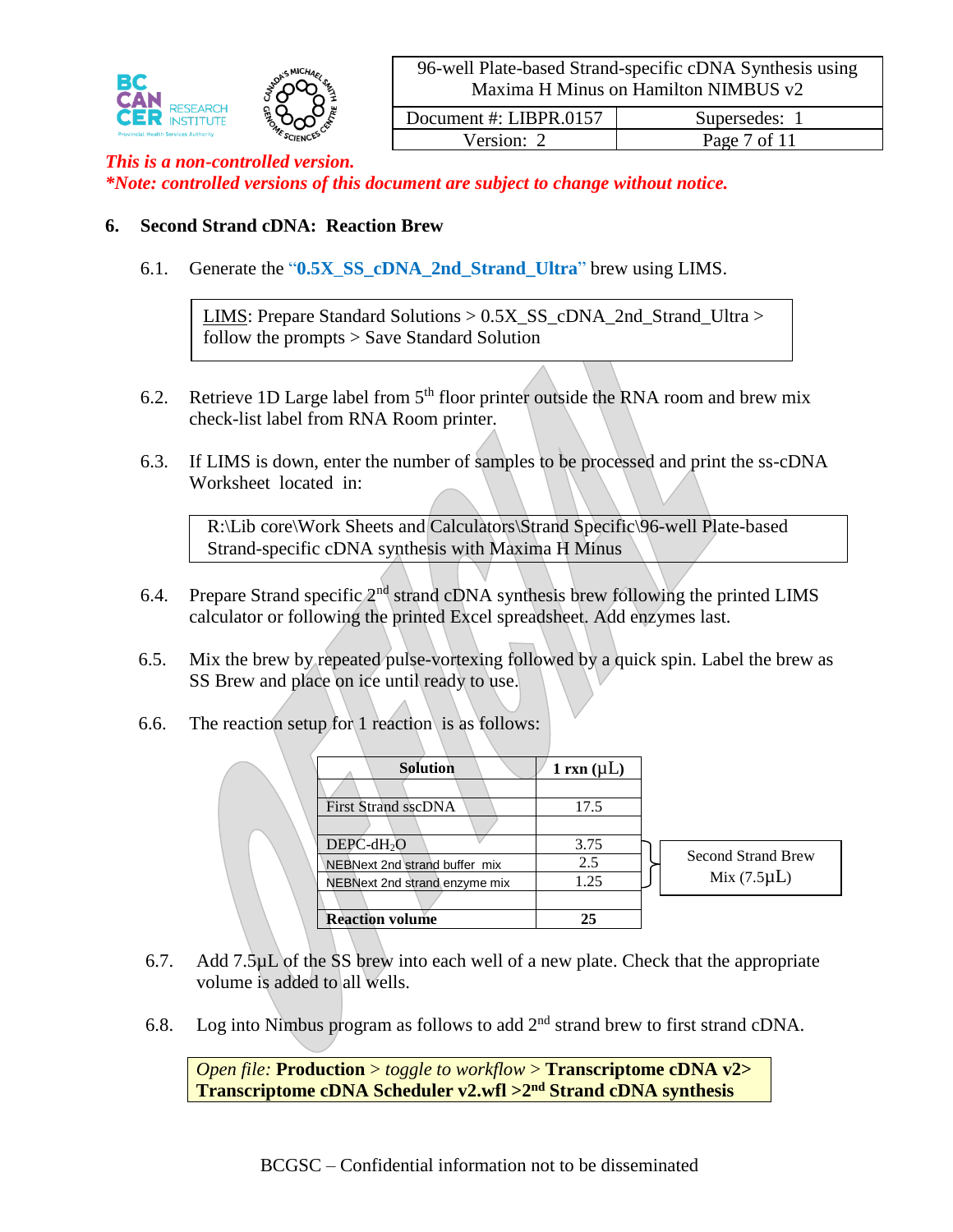*This is a non-controlled version.*
***Note: controlled versions of this document are subject to change without notice.***

## 6. Second Strand cDNA: Reaction Brew

6.1. Generate the "**0.5X_SS_cDNA_2nd_Strand_Ultra**" brew using LIMS.

> LIMS: Prepare Standard Solutions > 0.5X_SS_cDNA_2nd_Strand_Ultra > follow the prompts > Save Standard Solution

6.2. Retrieve 1D Large label from 5th floor printer outside the RNA room and brew mix check-list label from RNA Room printer.

6.3. If LIMS is down, enter the number of samples to be processed and print the ss-cDNA Worksheet located in:

> R:\Lib core\Work Sheets and Calculators\Strand Specific\96-well Plate-based Strand-specific cDNA synthesis with Maxima H Minus

6.4. Prepare Strand specific 2nd strand cDNA synthesis brew following the printed LIMS calculator or following the printed Excel spreadsheet. Add enzymes last.

6.5. Mix the brew by repeated pulse-vortexing followed by a quick spin. Label the brew as SS Brew and place on ice until ready to use.

6.6. The reaction setup for 1 reaction is as follows:

| Solution | 1 rxn (µL) | |
|---|---|---|
| | | |
| First Strand sscDNA | 17.5 | |
| | | |
| DEPC-d$H_2O$ | 3.75 | Second Strand Brew Mix (7.5µL) |
| NEBNext 2nd strand buffer mix | 2.5 | |
| NEBNext 2nd strand enzyme mix | 1.25 | |
| | | |
| **Reaction volume** | **25** | |

6.7. Add 7.5µL of the SS brew into each well of a new plate. Check that the appropriate volume is added to all wells.

6.8. Log into Nimbus program as follows to add 2nd strand brew to first strand cDNA.

> *Open file:* **Production** > *toggle to workflow* > **Transcriptome cDNA v2> Transcriptome cDNA Scheduler v2.wfl >2nd Strand cDNA synthesis**

BCGSC – Confidential information not to be disseminated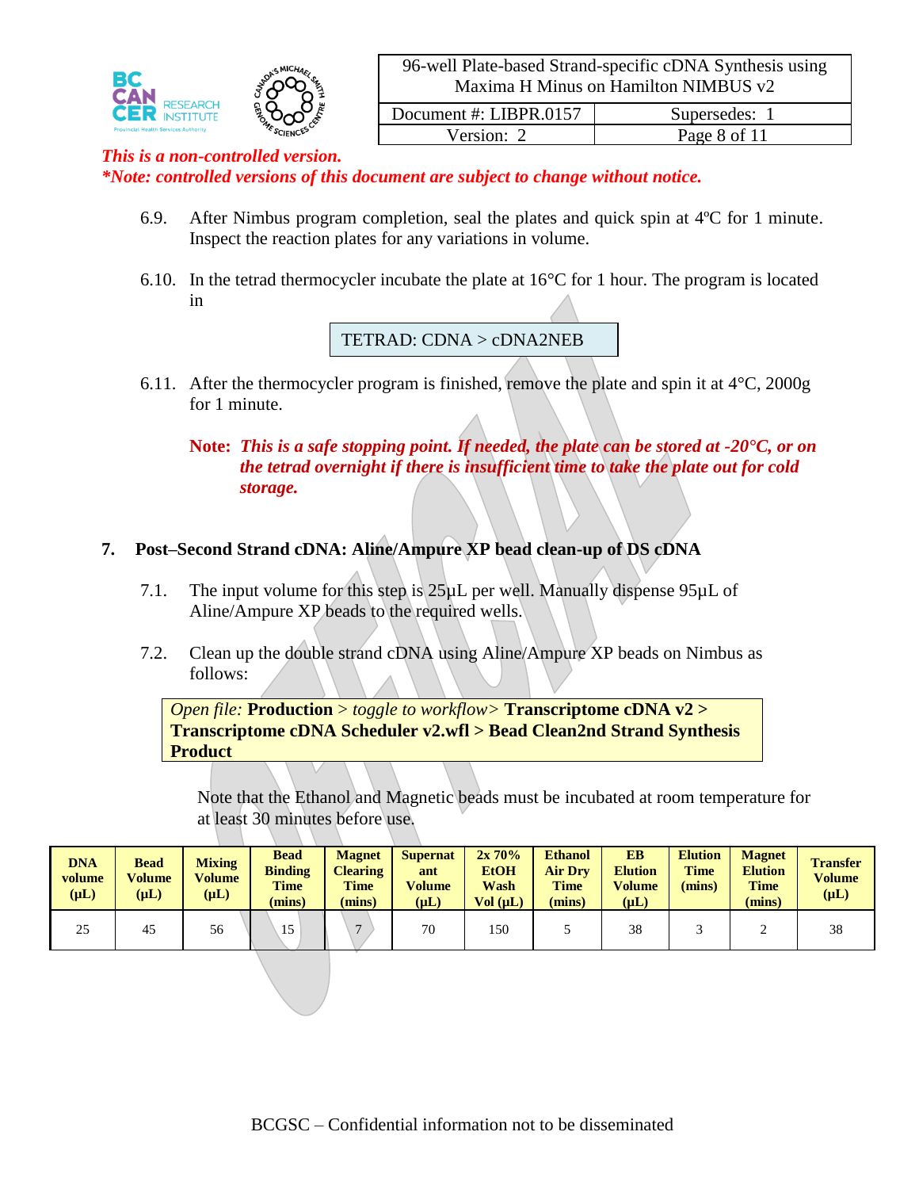*This is a non-controlled version.*
***Note: controlled versions of this document are subject to change without notice.***

6.9. After Nimbus program completion, seal the plates and quick spin at 4ºC for 1 minute. Inspect the reaction plates for any variations in volume.

6.10. In the tetrad thermocycler incubate the plate at 16°C for 1 hour. The program is located in

TETRAD: CDNA > cDNA2NEB

6.11. After the thermocycler program is finished, remove the plate and spin it at 4°C, 2000g for 1 minute.

**Note:** ***This is a safe stopping point. If needed, the plate can be stored at -20°C, or on the tetrad overnight if there is insufficient time to take the plate out for cold storage.***

## 7. Post–Second Strand cDNA: Aline/Ampure XP bead clean-up of DS cDNA

7.1. The input volume for this step is 25µL per well. Manually dispense 95µL of Aline/Ampure XP beads to the required wells.

7.2. Clean up the double strand cDNA using Aline/Ampure XP beads on Nimbus as follows:

*Open file:* **Production** > *toggle to workflow>* **Transcriptome cDNA v2 > Transcriptome cDNA Scheduler v2.wfl > Bead Clean2nd Strand Synthesis Product**

Note that the Ethanol and Magnetic beads must be incubated at room temperature for at least 30 minutes before use.

| DNA volume (µL) | Bead Volume (µL) | Mixing Volume (µL) | Bead Binding Time (mins) | Magnet Clearing Time (mins) | Supernatant Volume (µL) | 2x 70% EtOH Wash Vol (µL) | Ethanol Air Dry Time (mins) | EB Elution Volume (µL) | Elution Time (mins) | Magnet Elution Time (mins) | Transfer Volume (µL) |
|---|---|---|---|---|---|---|---|---|---|---|---|
| 25 | 45 | 56 | 15 | 7 | 70 | 150 | 5 | 38 | 3 | 2 | 38 |

BCGSC – Confidential information not to be disseminated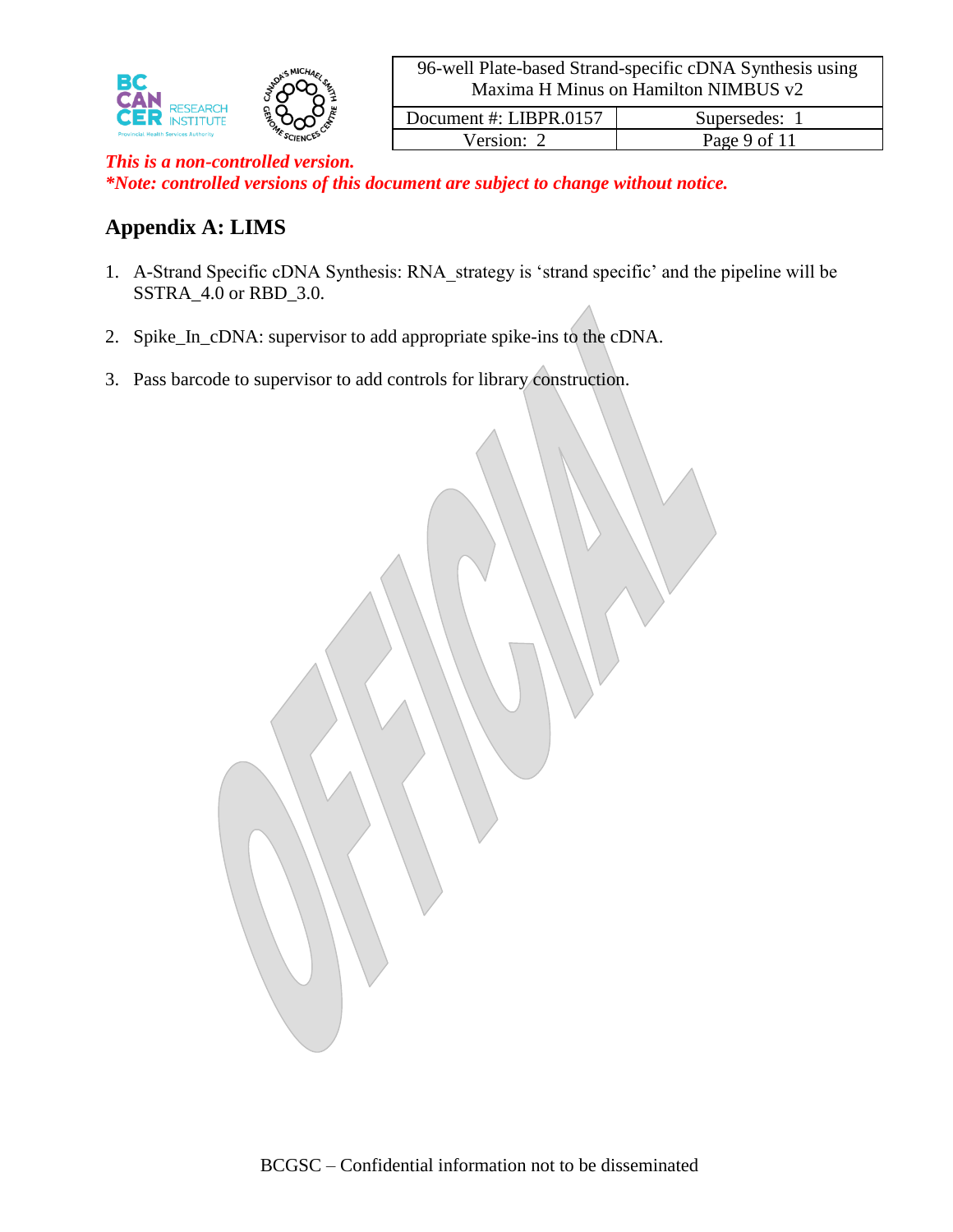*This is a non-controlled version.*
***Note: controlled versions of this document are subject to change without notice.***

## Appendix A: LIMS

1. A-Strand Specific cDNA Synthesis: RNA_strategy is 'strand specific' and the pipeline will be SSTRA_4.0 or RBD_3.0.

2. Spike_In_cDNA: supervisor to add appropriate spike-ins to the cDNA.

3. Pass barcode to supervisor to add controls for library construction.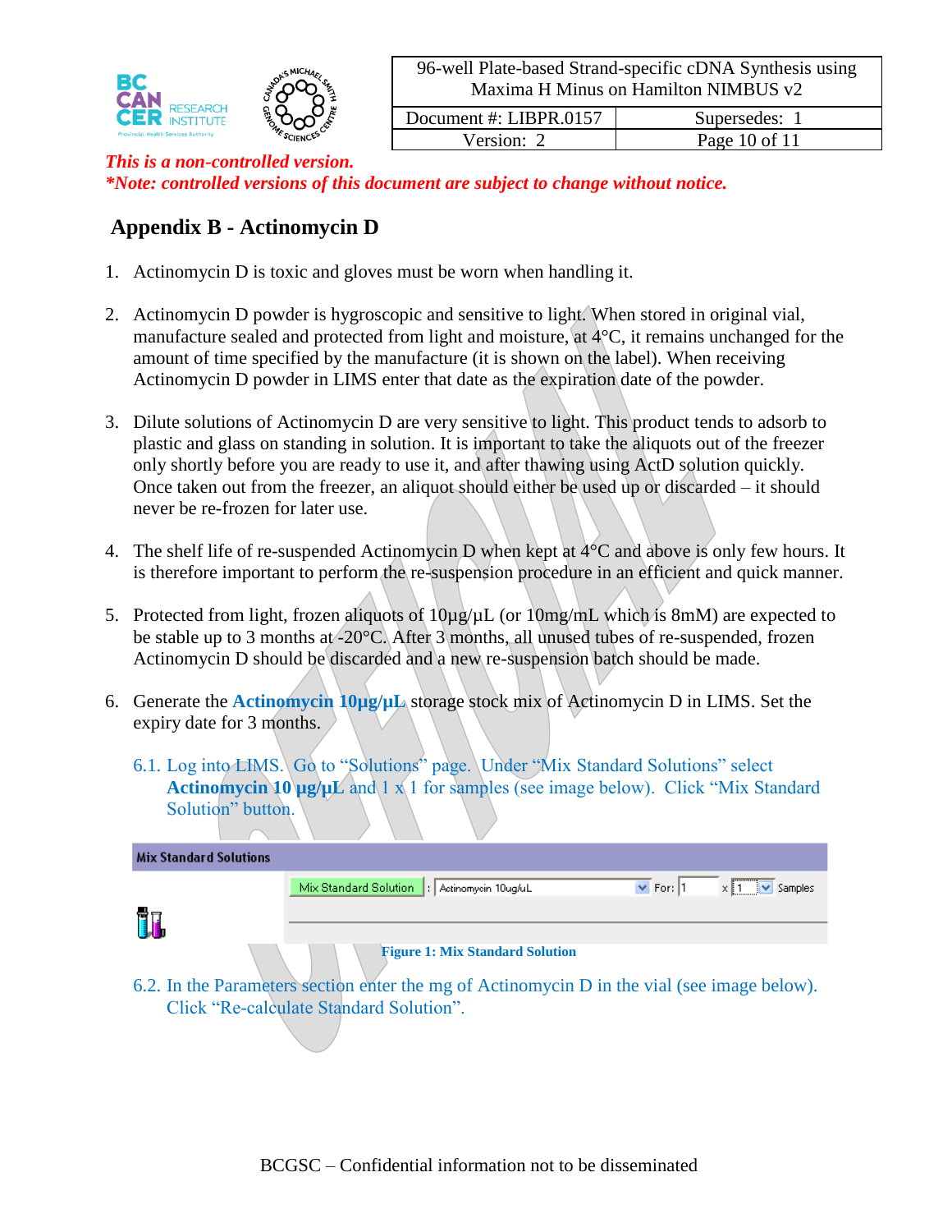*This is a non-controlled version.*
***Note: controlled versions of this document are subject to change without notice.***

## Appendix B - Actinomycin D

1. Actinomycin D is toxic and gloves must be worn when handling it.

2. Actinomycin D powder is hygroscopic and sensitive to light. When stored in original vial, manufacture sealed and protected from light and moisture, at 4°C, it remains unchanged for the amount of time specified by the manufacture (it is shown on the label). When receiving Actinomycin D powder in LIMS enter that date as the expiration date of the powder.

3. Dilute solutions of Actinomycin D are very sensitive to light. This product tends to adsorb to plastic and glass on standing in solution. It is important to take the aliquots out of the freezer only shortly before you are ready to use it, and after thawing using ActD solution quickly. Once taken out from the freezer, an aliquot should either be used up or discarded – it should never be re-frozen for later use.

4. The shelf life of re-suspended Actinomycin D when kept at 4°C and above is only few hours. It is therefore important to perform the re-suspension procedure in an efficient and quick manner.

5. Protected from light, frozen aliquots of 10µg/µL (or 10mg/mL which is 8mM) are expected to be stable up to 3 months at -20°C. After 3 months, all unused tubes of re-suspended, frozen Actinomycin D should be discarded and a new re-suspension batch should be made.

6. Generate the **Actinomycin 10µg/µL** storage stock mix of Actinomycin D in LIMS. Set the expiry date for 3 months.

   6.1. Log into LIMS. Go to "Solutions" page. Under "Mix Standard Solutions" select **Actinomycin 10 µg/µL** and 1 x 1 for samples (see image below). Click "Mix Standard Solution" button.

**Mix Standard Solutions**

Mix Standard Solution : Actinomycin 10ug/uL For: 1 x 1 Samples

**Figure 1: Mix Standard Solution**

   6.2. In the Parameters section enter the mg of Actinomycin D in the vial (see image below). Click "Re-calculate Standard Solution".

BCGSC – Confidential information not to be disseminated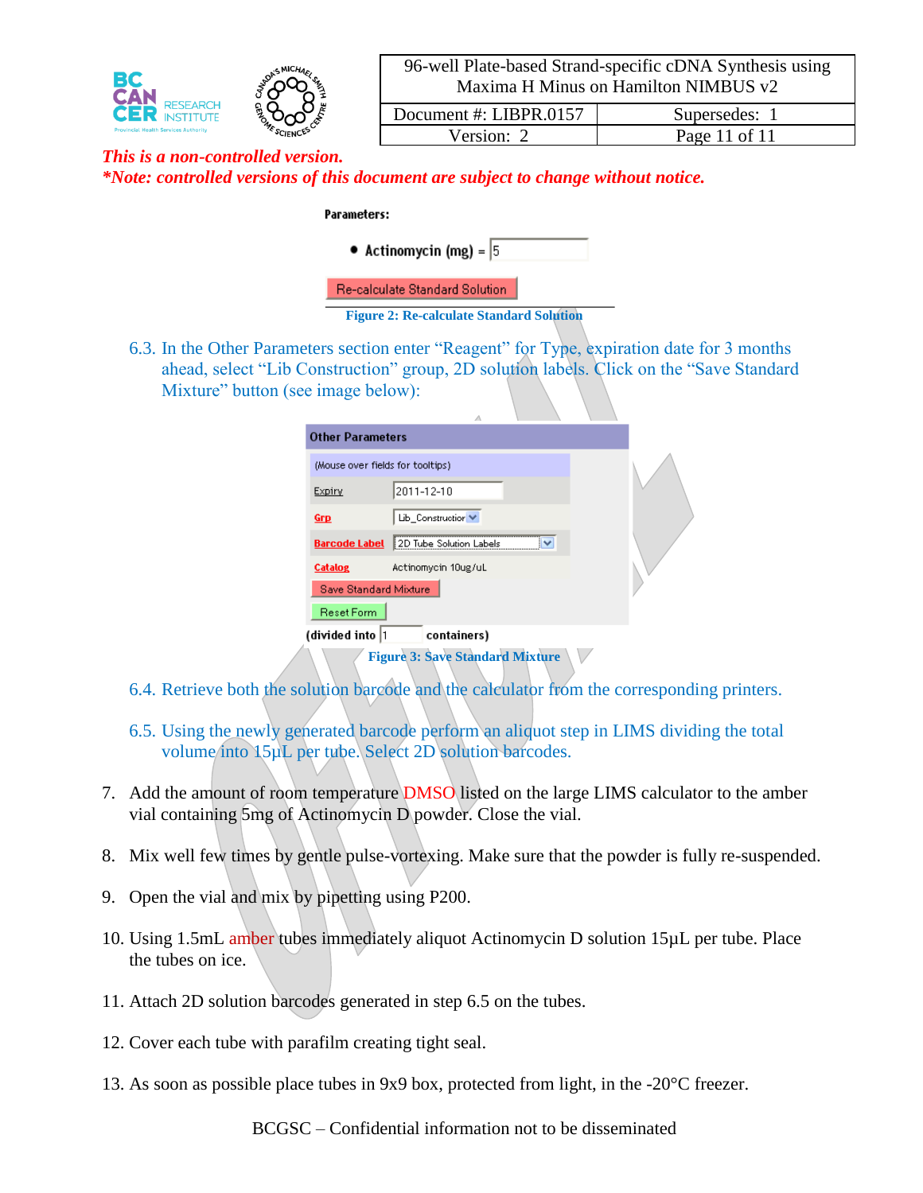*This is a non-controlled version.*
*\*Note: controlled versions of this document are subject to change without notice.*

**Parameters:**

- **Actinomycin (mg)** = 5

Re-calculate Standard Solution

**Figure 2: Re-calculate Standard Solution**

6.3. In the Other Parameters section enter "Reagent" for Type, expiration date for 3 months ahead, select "Lib Construction" group, 2D solution labels. Click on the "Save Standard Mixture" button (see image below):

**Other Parameters**

(Mouse over fields for tooltips)

| | |
|---|---|
| Expiry | 2011-12-10 |
| Grp | Lib_Construction |
| Barcode Label | 2D Tube Solution Labels |
| Catalog | Actinomycin 10ug/uL |

Save Standard Mixture

Reset Form

**(divided into** 1 **containers)**

**Figure 3: Save Standard Mixture**

6.4. Retrieve both the solution barcode and the calculator from the corresponding printers.

6.5. Using the newly generated barcode perform an aliquot step in LIMS dividing the total volume into 15µL per tube. Select 2D solution barcodes.

7. Add the amount of room temperature DMSO listed on the large LIMS calculator to the amber vial containing 5mg of Actinomycin D powder. Close the vial.

8. Mix well few times by gentle pulse-vortexing. Make sure that the powder is fully re-suspended.

9. Open the vial and mix by pipetting using P200.

10. Using 1.5mL amber tubes immediately aliquot Actinomycin D solution 15µL per tube. Place the tubes on ice.

11. Attach 2D solution barcodes generated in step 6.5 on the tubes.

12. Cover each tube with parafilm creating tight seal.

13. As soon as possible place tubes in 9x9 box, protected from light, in the -20°C freezer.

BCGSC – Confidential information not to be disseminated